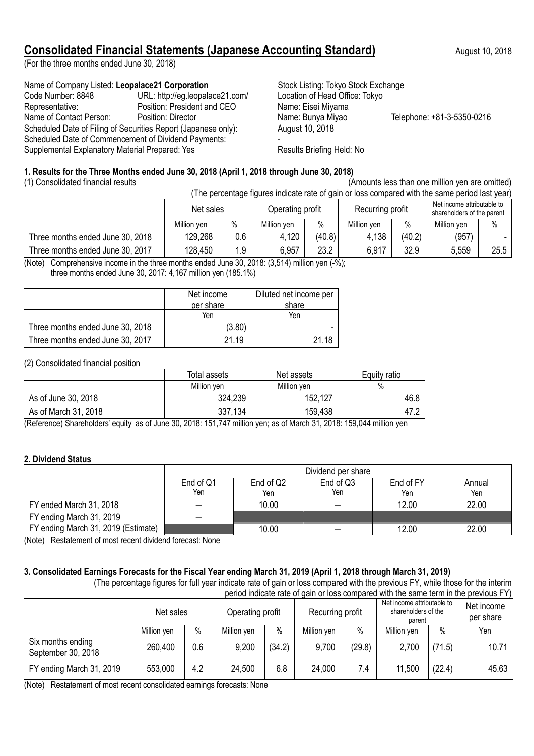# Consolidated Financial Statements (Japanese Accounting Standard)

August 10, 2018

(For the three months ended June 30, 2018)

Name of Company Listed: **Leopalace21 Corporation** Stock Listing: Tokyo Stock Exchange
Code Number: 8848 URL: http://eg.leopalace21.com/ Location of Head Office: Tokyo
Representative: Position: President and CEO Name: Eisei Miyama
Name of Contact Person: Position: Director Name: Bunya Miyao Telephone: +81-3-5350-0216
Scheduled Date of Filing of Securities Report (Japanese only): August 10, 2018
Scheduled Date of Commencement of Dividend Payments: -
Supplemental Explanatory Material Prepared: Yes Results Briefing Held: No

### 1. Results for the Three Months ended June 30, 2018 (April 1, 2018 through June 30, 2018)

(1) Consolidated financial results (Amounts less than one million yen are omitted)

(The percentage figures indicate rate of gain or loss compared with the same period last year)

| | Net sales | | Operating profit | | Recurring profit | | Net income attributable to shareholders of the parent | |
|---|---|---|---|---|---|---|---|---|
| | Million yen | % | Million yen | % | Million yen | % | Million yen | % |
| Three months ended June 30, 2018 | 129,268 | 0.6 | 4,120 | (40.8) | 4,138 | (40.2) | (957) | - |
| Three months ended June 30, 2017 | 128,450 | 1.9 | 6,957 | 23.2 | 6,917 | 32.9 | 5,559 | 25.5 |

(Note) Comprehensive income in the three months ended June 30, 2018: (3,514) million yen (-%);
three months ended June 30, 2017: 4,167 million yen (185.1%)

| | Net income per share | Diluted net income per share |
|---|---|---|
| | Yen | Yen |
| Three months ended June 30, 2018 | (3.80) | - |
| Three months ended June 30, 2017 | 21.19 | 21.18 |

(2) Consolidated financial position

| | Total assets | Net assets | Equity ratio |
|---|---|---|---|
| | Million yen | Million yen | % |
| As of June 30, 2018 | 324,239 | 152,127 | 46.8 |
| As of March 31, 2018 | 337,134 | 159,438 | 47.2 |

(Reference) Shareholders' equity as of June 30, 2018: 151,747 million yen; as of March 31, 2018: 159,044 million yen

### 2. Dividend Status

| | Dividend per share | | | | |
|---|---|---|---|---|---|
| | End of Q1 | End of Q2 | End of Q3 | End of FY | Annual |
| | Yen | Yen | Yen | Yen | Yen |
| FY ended March 31, 2018 | – | 10.00 | – | 12.00 | 22.00 |
| FY ending March 31, 2019 | – | | | | |
| FY ending March 31, 2019 (Estimate) | | 10.00 | – | 12.00 | 22.00 |

(Note) Restatement of most recent dividend forecast: None

### 3. Consolidated Earnings Forecasts for the Fiscal Year ending March 31, 2019 (April 1, 2018 through March 31, 2019)

(The percentage figures for full year indicate rate of gain or loss compared with the previous FY, while those for the interim period indicate rate of gain or loss compared with the same term in the previous FY)

| | Net sales | | Operating profit | | Recurring profit | | Net income attributable to shareholders of the parent | | Net income per share |
|---|---|---|---|---|---|---|---|---|---|
| | Million yen | % | Million yen | % | Million yen | % | Million yen | % | Yen |
| Six months ending September 30, 2018 | 260,400 | 0.6 | 9,200 | (34.2) | 9,700 | (29.8) | 2,700 | (71.5) | 10.71 |
| FY ending March 31, 2019 | 553,000 | 4.2 | 24,500 | 6.8 | 24,000 | 7.4 | 11,500 | (22.4) | 45.63 |

(Note) Restatement of most recent consolidated earnings forecasts: None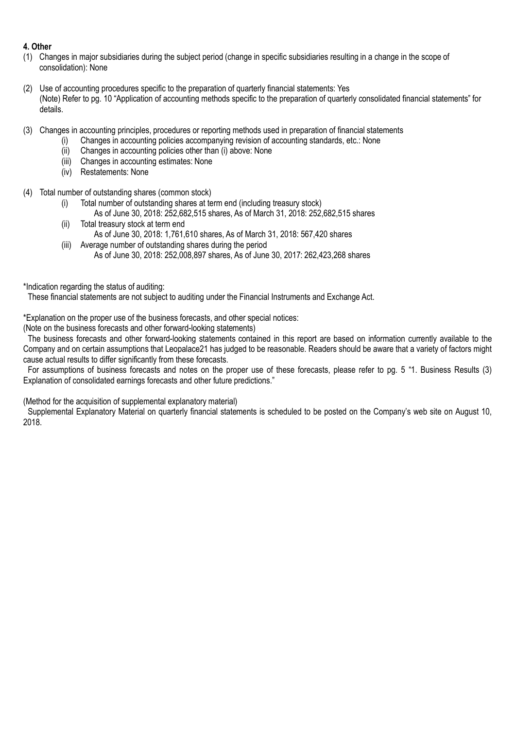**4. Other**

(1) Changes in major subsidiaries during the subject period (change in specific subsidiaries resulting in a change in the scope of consolidation): None

(2) Use of accounting procedures specific to the preparation of quarterly financial statements: Yes
(Note) Refer to pg. 10 "Application of accounting methods specific to the preparation of quarterly consolidated financial statements" for details.

(3) Changes in accounting principles, procedures or reporting methods used in preparation of financial statements
- (i) Changes in accounting policies accompanying revision of accounting standards, etc.: None
- (ii) Changes in accounting policies other than (i) above: None
- (iii) Changes in accounting estimates: None
- (iv) Restatements: None

(4) Total number of outstanding shares (common stock)
- (i) Total number of outstanding shares at term end (including treasury stock)
  As of June 30, 2018: 252,682,515 shares, As of March 31, 2018: 252,682,515 shares
- (ii) Total treasury stock at term end
  As of June 30, 2018: 1,761,610 shares, As of March 31, 2018: 567,420 shares
- (iii) Average number of outstanding shares during the period
  As of June 30, 2018: 252,008,897 shares, As of June 30, 2017: 262,423,268 shares

*Indication regarding the status of auditing:
These financial statements are not subject to auditing under the Financial Instruments and Exchange Act.

*Explanation on the proper use of the business forecasts, and other special notices:
(Note on the business forecasts and other forward-looking statements)
The business forecasts and other forward-looking statements contained in this report are based on information currently available to the Company and on certain assumptions that Leopalace21 has judged to be reasonable. Readers should be aware that a variety of factors might cause actual results to differ significantly from these forecasts.
For assumptions of business forecasts and notes on the proper use of these forecasts, please refer to pg. 5 "1. Business Results (3) Explanation of consolidated earnings forecasts and other future predictions."

(Method for the acquisition of supplemental explanatory material)
Supplemental Explanatory Material on quarterly financial statements is scheduled to be posted on the Company's web site on August 10, 2018.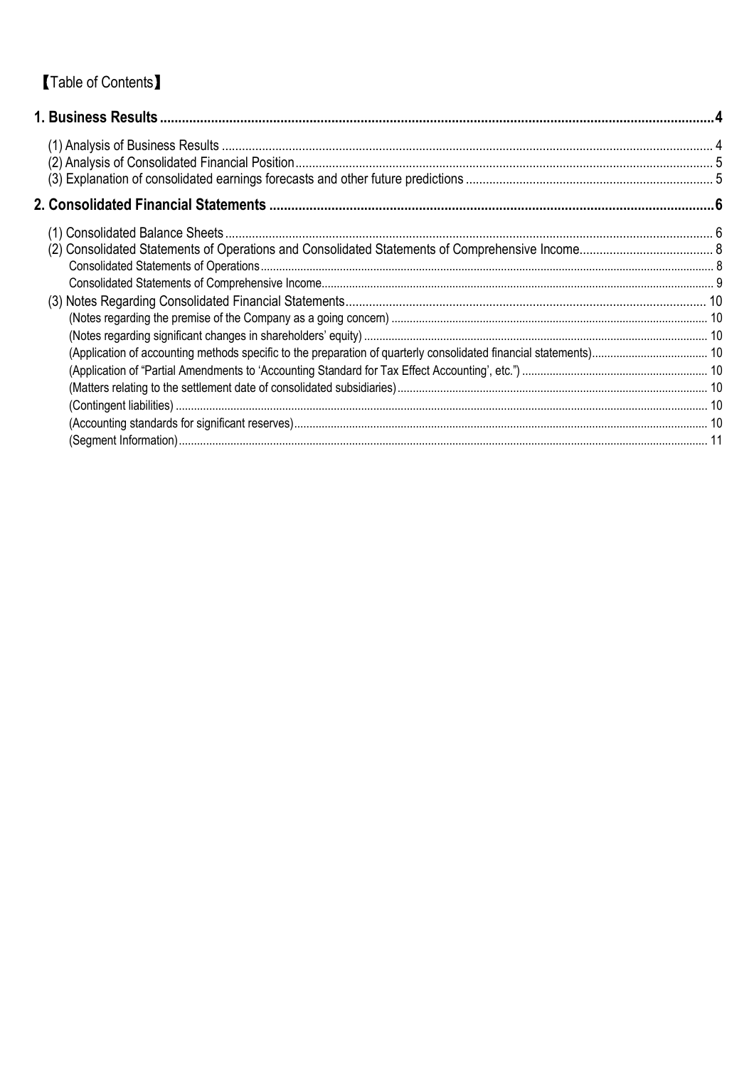【Table of Contents】

**1. Business Results....................................................................................................................................................4**

(1) Analysis of Business Results ................................................................................................................................ 4
(2) Analysis of Consolidated Financial Position........................................................................................................... 5
(3) Explanation of consolidated earnings forecasts and other future predictions ......................................................................... 5

**2. Consolidated Financial Statements ......................................................................................................................6**

(1) Consolidated Balance Sheets ................................................................................................................................ 6
(2) Consolidated Statements of Operations and Consolidated Statements of Comprehensive Income........................................ 8
Consolidated Statements of Operations.................................................................................................................................... 8
Consolidated Statements of Comprehensive Income................................................................................................................. 9
(3) Notes Regarding Consolidated Financial Statements........................................................................................... 10
(Notes regarding the premise of the Company as a going concern) ...................................................................................... 10
(Notes regarding significant changes in shareholders' equity) .............................................................................................. 10
(Application of accounting methods specific to the preparation of quarterly consolidated financial statements)...................................... 10
(Application of "Partial Amendments to 'Accounting Standard for Tax Effect Accounting', etc.") ............................................................ 10
(Matters relating to the settlement date of consolidated subsidiaries)..................................................................................... 10
(Contingent liabilities) ............................................................................................................................................................. 10
(Accounting standards for significant reserves)....................................................................................................................... 10
(Segment Information)............................................................................................................................................................. 11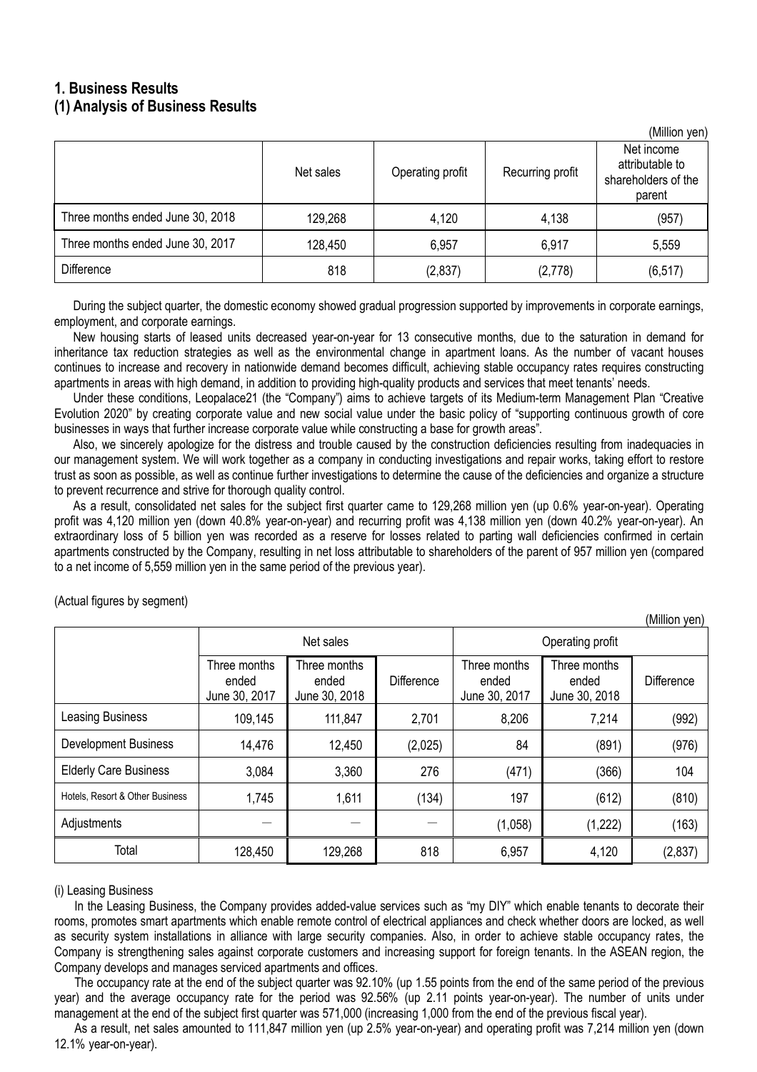## 1. Business Results
### (1) Analysis of Business Results

(Million yen)

| | Net sales | Operating profit | Recurring profit | Net income attributable to shareholders of the parent |
|---|---|---|---|---|
| Three months ended June 30, 2018 | 129,268 | 4,120 | 4,138 | (957) |
| Three months ended June 30, 2017 | 128,450 | 6,957 | 6,917 | 5,559 |
| Difference | 818 | (2,837) | (2,778) | (6,517) |

During the subject quarter, the domestic economy showed gradual progression supported by improvements in corporate earnings, employment, and corporate earnings.

New housing starts of leased units decreased year-on-year for 13 consecutive months, due to the saturation in demand for inheritance tax reduction strategies as well as the environmental change in apartment loans. As the number of vacant houses continues to increase and recovery in nationwide demand becomes difficult, achieving stable occupancy rates requires constructing apartments in areas with high demand, in addition to providing high-quality products and services that meet tenants' needs.

Under these conditions, Leopalace21 (the "Company") aims to achieve targets of its Medium-term Management Plan "Creative Evolution 2020" by creating corporate value and new social value under the basic policy of "supporting continuous growth of core businesses in ways that further increase corporate value while constructing a base for growth areas".

Also, we sincerely apologize for the distress and trouble caused by the construction deficiencies resulting from inadequacies in our management system. We will work together as a company in conducting investigations and repair works, taking effort to restore trust as soon as possible, as well as continue further investigations to determine the cause of the deficiencies and organize a structure to prevent recurrence and strive for thorough quality control.

As a result, consolidated net sales for the subject first quarter came to 129,268 million yen (up 0.6% year-on-year). Operating profit was 4,120 million yen (down 40.8% year-on-year) and recurring profit was 4,138 million yen (down 40.2% year-on-year). An extraordinary loss of 5 billion yen was recorded as a reserve for losses related to parting wall deficiencies confirmed in certain apartments constructed by the Company, resulting in net loss attributable to shareholders of the parent of 957 million yen (compared to a net income of 5,559 million yen in the same period of the previous year).

(Actual figures by segment)

(Million yen)

| | Net sales | | | Operating profit | | |
|---|---|---|---|---|---|---|
| | Three months ended June 30, 2017 | Three months ended June 30, 2018 | Difference | Three months ended June 30, 2017 | Three months ended June 30, 2018 | Difference |
| Leasing Business | 109,145 | 111,847 | 2,701 | 8,206 | 7,214 | (992) |
| Development Business | 14,476 | 12,450 | (2,025) | 84 | (891) | (976) |
| Elderly Care Business | 3,084 | 3,360 | 276 | (471) | (366) | 104 |
| Hotels, Resort & Other Business | 1,745 | 1,611 | (134) | 197 | (612) | (810) |
| Adjustments | — | — | — | (1,058) | (1,222) | (163) |
| Total | 128,450 | 129,268 | 818 | 6,957 | 4,120 | (2,837) |

(i) Leasing Business

In the Leasing Business, the Company provides added-value services such as "my DIY" which enable tenants to decorate their rooms, promotes smart apartments which enable remote control of electrical appliances and check whether doors are locked, as well as security system installations in alliance with large security companies. Also, in order to achieve stable occupancy rates, the Company is strengthening sales against corporate customers and increasing support for foreign tenants. In the ASEAN region, the Company develops and manages serviced apartments and offices.

The occupancy rate at the end of the subject quarter was 92.10% (up 1.55 points from the end of the same period of the previous year) and the average occupancy rate for the period was 92.56% (up 2.11 points year-on-year). The number of units under management at the end of the subject first quarter was 571,000 (increasing 1,000 from the end of the previous fiscal year).

As a result, net sales amounted to 111,847 million yen (up 2.5% year-on-year) and operating profit was 7,214 million yen (down 12.1% year-on-year).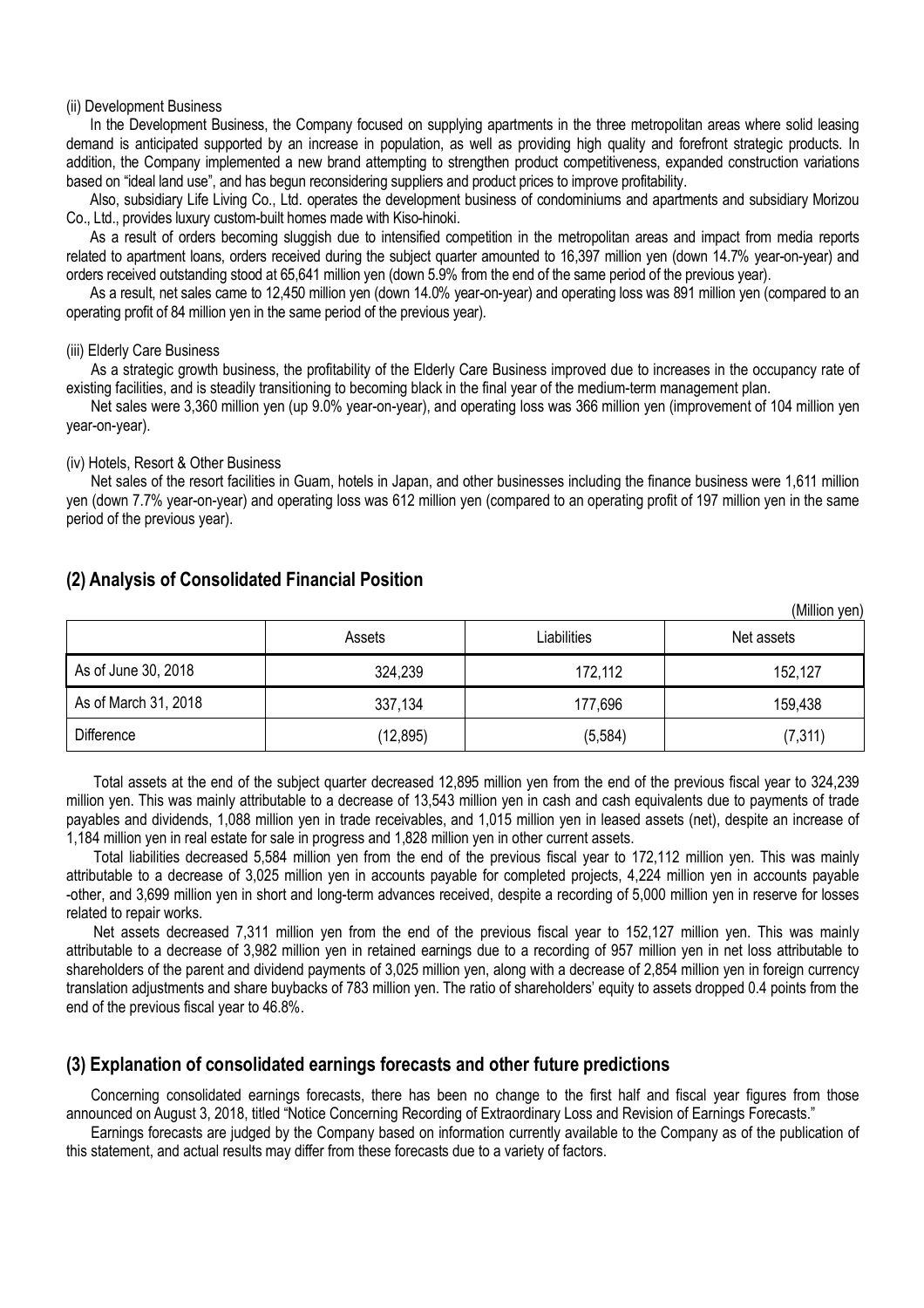(ii) Development Business

In the Development Business, the Company focused on supplying apartments in the three metropolitan areas where solid leasing demand is anticipated supported by an increase in population, as well as providing high quality and forefront strategic products. In addition, the Company implemented a new brand attempting to strengthen product competitiveness, expanded construction variations based on "ideal land use", and has begun reconsidering suppliers and product prices to improve profitability.

Also, subsidiary Life Living Co., Ltd. operates the development business of condominiums and apartments and subsidiary Morizou Co., Ltd., provides luxury custom-built homes made with Kiso-hinoki.

As a result of orders becoming sluggish due to intensified competition in the metropolitan areas and impact from media reports related to apartment loans, orders received during the subject quarter amounted to 16,397 million yen (down 14.7% year-on-year) and orders received outstanding stood at 65,641 million yen (down 5.9% from the end of the same period of the previous year).

As a result, net sales came to 12,450 million yen (down 14.0% year-on-year) and operating loss was 891 million yen (compared to an operating profit of 84 million yen in the same period of the previous year).

(iii) Elderly Care Business

As a strategic growth business, the profitability of the Elderly Care Business improved due to increases in the occupancy rate of existing facilities, and is steadily transitioning to becoming black in the final year of the medium-term management plan.

Net sales were 3,360 million yen (up 9.0% year-on-year), and operating loss was 366 million yen (improvement of 104 million yen year-on-year).

(iv) Hotels, Resort & Other Business

Net sales of the resort facilities in Guam, hotels in Japan, and other businesses including the finance business were 1,611 million yen (down 7.7% year-on-year) and operating loss was 612 million yen (compared to an operating profit of 197 million yen in the same period of the previous year).

## (2) Analysis of Consolidated Financial Position

(Million yen)

| | Assets | Liabilities | Net assets |
|---|---|---|---|
| As of June 30, 2018 | 324,239 | 172,112 | 152,127 |
| As of March 31, 2018 | 337,134 | 177,696 | 159,438 |
| Difference | (12,895) | (5,584) | (7,311) |

Total assets at the end of the subject quarter decreased 12,895 million yen from the end of the previous fiscal year to 324,239 million yen. This was mainly attributable to a decrease of 13,543 million yen in cash and cash equivalents due to payments of trade payables and dividends, 1,088 million yen in trade receivables, and 1,015 million yen in leased assets (net), despite an increase of 1,184 million yen in real estate for sale in progress and 1,828 million yen in other current assets.

Total liabilities decreased 5,584 million yen from the end of the previous fiscal year to 172,112 million yen. This was mainly attributable to a decrease of 3,025 million yen in accounts payable for completed projects, 4,224 million yen in accounts payable -other, and 3,699 million yen in short and long-term advances received, despite a recording of 5,000 million yen in reserve for losses related to repair works.

Net assets decreased 7,311 million yen from the end of the previous fiscal year to 152,127 million yen. This was mainly attributable to a decrease of 3,982 million yen in retained earnings due to a recording of 957 million yen in net loss attributable to shareholders of the parent and dividend payments of 3,025 million yen, along with a decrease of 2,854 million yen in foreign currency translation adjustments and share buybacks of 783 million yen. The ratio of shareholders' equity to assets dropped 0.4 points from the end of the previous fiscal year to 46.8%.

## (3) Explanation of consolidated earnings forecasts and other future predictions

Concerning consolidated earnings forecasts, there has been no change to the first half and fiscal year figures from those announced on August 3, 2018, titled "Notice Concerning Recording of Extraordinary Loss and Revision of Earnings Forecasts."

Earnings forecasts are judged by the Company based on information currently available to the Company as of the publication of this statement, and actual results may differ from these forecasts due to a variety of factors.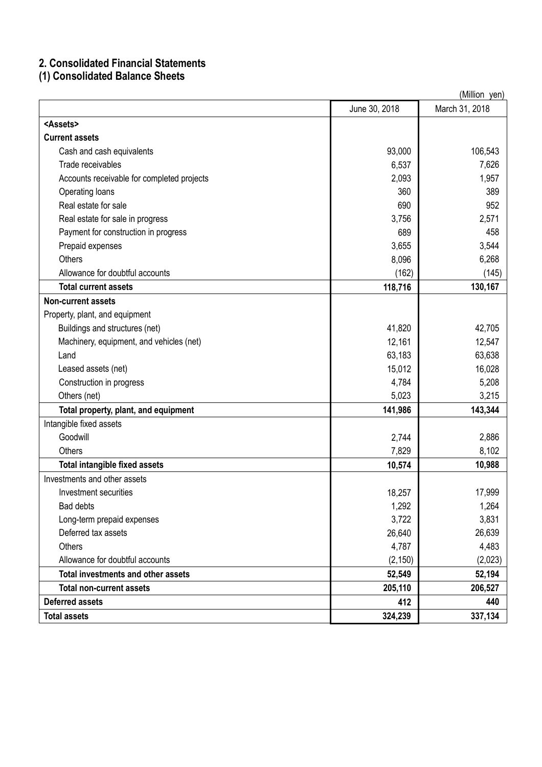## 2. Consolidated Financial Statements

### (1) Consolidated Balance Sheets

(Million yen)

| | June 30, 2018 | March 31, 2018 |
|---|---|---|
| <Assets> | | |
| **Current assets** | | |
| Cash and cash equivalents | 93,000 | 106,543 |
| Trade receivables | 6,537 | 7,626 |
| Accounts receivable for completed projects | 2,093 | 1,957 |
| Operating loans | 360 | 389 |
| Real estate for sale | 690 | 952 |
| Real estate for sale in progress | 3,756 | 2,571 |
| Payment for construction in progress | 689 | 458 |
| Prepaid expenses | 3,655 | 3,544 |
| Others | 8,096 | 6,268 |
| Allowance for doubtful accounts | (162) | (145) |
| **Total current assets** | **118,716** | **130,167** |
| **Non-current assets** | | |
| Property, plant, and equipment | | |
| Buildings and structures (net) | 41,820 | 42,705 |
| Machinery, equipment, and vehicles (net) | 12,161 | 12,547 |
| Land | 63,183 | 63,638 |
| Leased assets (net) | 15,012 | 16,028 |
| Construction in progress | 4,784 | 5,208 |
| Others (net) | 5,023 | 3,215 |
| **Total property, plant, and equipment** | **141,986** | **143,344** |
| Intangible fixed assets | | |
| Goodwill | 2,744 | 2,886 |
| Others | 7,829 | 8,102 |
| **Total intangible fixed assets** | **10,574** | **10,988** |
| Investments and other assets | | |
| Investment securities | 18,257 | 17,999 |
| Bad debts | 1,292 | 1,264 |
| Long-term prepaid expenses | 3,722 | 3,831 |
| Deferred tax assets | 26,640 | 26,639 |
| Others | 4,787 | 4,483 |
| Allowance for doubtful accounts | (2,150) | (2,023) |
| **Total investments and other assets** | **52,549** | **52,194** |
| **Total non-current assets** | **205,110** | **206,527** |
| **Deferred assets** | **412** | **440** |
| **Total assets** | **324,239** | **337,134** |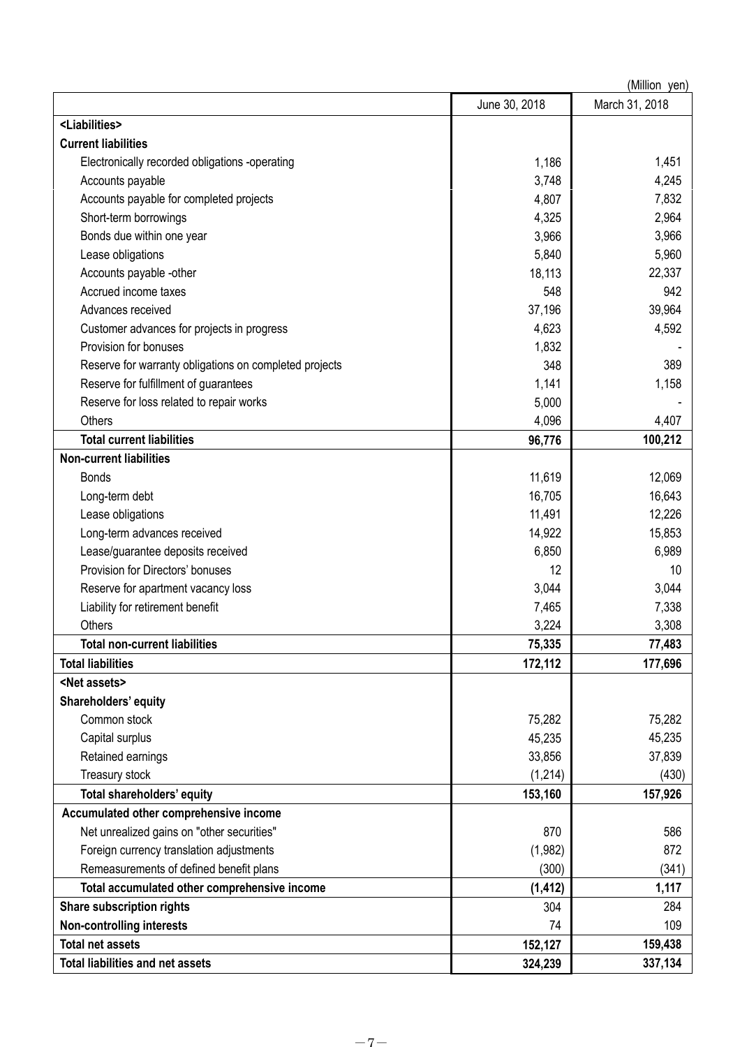(Million yen)

| | June 30, 2018 | March 31, 2018 |
|---|---|---|
| **<Liabilities>** | | |
| **Current liabilities** | | |
| Electronically recorded obligations -operating | 1,186 | 1,451 |
| Accounts payable | 3,748 | 4,245 |
| Accounts payable for completed projects | 4,807 | 7,832 |
| Short-term borrowings | 4,325 | 2,964 |
| Bonds due within one year | 3,966 | 3,966 |
| Lease obligations | 5,840 | 5,960 |
| Accounts payable -other | 18,113 | 22,337 |
| Accrued income taxes | 548 | 942 |
| Advances received | 37,196 | 39,964 |
| Customer advances for projects in progress | 4,623 | 4,592 |
| Provision for bonuses | 1,832 | - |
| Reserve for warranty obligations on completed projects | 348 | 389 |
| Reserve for fulfillment of guarantees | 1,141 | 1,158 |
| Reserve for loss related to repair works | 5,000 | - |
| Others | 4,096 | 4,407 |
| **Total current liabilities** | **96,776** | **100,212** |
| **Non-current liabilities** | | |
| Bonds | 11,619 | 12,069 |
| Long-term debt | 16,705 | 16,643 |
| Lease obligations | 11,491 | 12,226 |
| Long-term advances received | 14,922 | 15,853 |
| Lease/guarantee deposits received | 6,850 | 6,989 |
| Provision for Directors' bonuses | 12 | 10 |
| Reserve for apartment vacancy loss | 3,044 | 3,044 |
| Liability for retirement benefit | 7,465 | 7,338 |
| Others | 3,224 | 3,308 |
| **Total non-current liabilities** | **75,335** | **77,483** |
| **Total liabilities** | **172,112** | **177,696** |
| **<Net assets>** | | |
| **Shareholders' equity** | | |
| Common stock | 75,282 | 75,282 |
| Capital surplus | 45,235 | 45,235 |
| Retained earnings | 33,856 | 37,839 |
| Treasury stock | (1,214) | (430) |
| **Total shareholders' equity** | **153,160** | **157,926** |
| **Accumulated other comprehensive income** | | |
| Net unrealized gains on "other securities" | 870 | 586 |
| Foreign currency translation adjustments | (1,982) | 872 |
| Remeasurements of defined benefit plans | (300) | (341) |
| **Total accumulated other comprehensive income** | **(1,412)** | **1,117** |
| **Share subscription rights** | 304 | 284 |
| **Non-controlling interests** | 74 | 109 |
| **Total net assets** | **152,127** | **159,438** |
| **Total liabilities and net assets** | **324,239** | **337,134** |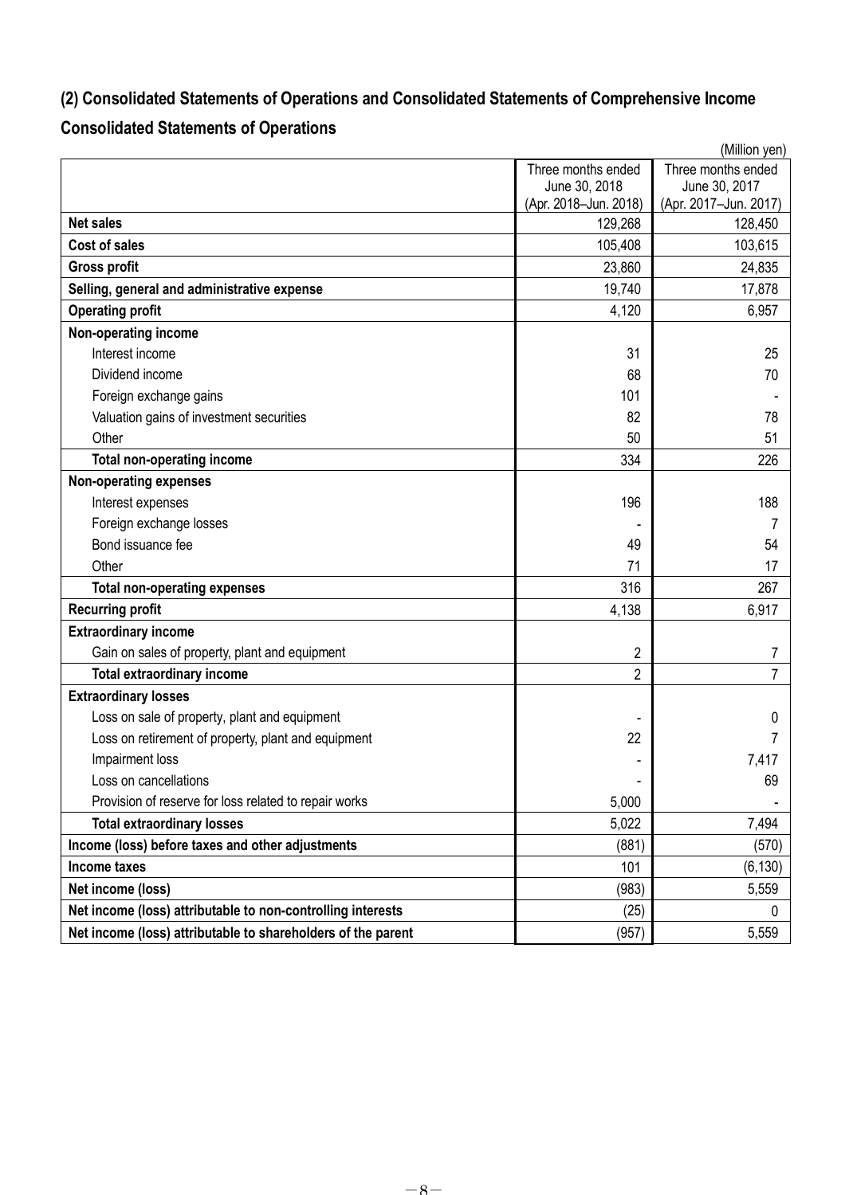## (2) Consolidated Statements of Operations and Consolidated Statements of Comprehensive Income

## Consolidated Statements of Operations

(Million yen)

| | Three months ended June 30, 2018 (Apr. 2018–Jun. 2018) | Three months ended June 30, 2017 (Apr. 2017–Jun. 2017) |
|---|---|---|
| **Net sales** | 129,268 | 128,450 |
| **Cost of sales** | 105,408 | 103,615 |
| **Gross profit** | 23,860 | 24,835 |
| **Selling, general and administrative expense** | 19,740 | 17,878 |
| **Operating profit** | 4,120 | 6,957 |
| **Non-operating income** | | |
| Interest income | 31 | 25 |
| Dividend income | 68 | 70 |
| Foreign exchange gains | 101 | - |
| Valuation gains of investment securities | 82 | 78 |
| Other | 50 | 51 |
| **Total non-operating income** | 334 | 226 |
| **Non-operating expenses** | | |
| Interest expenses | 196 | 188 |
| Foreign exchange losses | - | 7 |
| Bond issuance fee | 49 | 54 |
| Other | 71 | 17 |
| **Total non-operating expenses** | 316 | 267 |
| **Recurring profit** | 4,138 | 6,917 |
| **Extraordinary income** | | |
| Gain on sales of property, plant and equipment | 2 | 7 |
| **Total extraordinary income** | 2 | 7 |
| **Extraordinary losses** | | |
| Loss on sale of property, plant and equipment | - | 0 |
| Loss on retirement of property, plant and equipment | 22 | 7 |
| Impairment loss | - | 7,417 |
| Loss on cancellations | - | 69 |
| Provision of reserve for loss related to repair works | 5,000 | - |
| **Total extraordinary losses** | 5,022 | 7,494 |
| **Income (loss) before taxes and other adjustments** | (881) | (570) |
| **Income taxes** | 101 | (6,130) |
| **Net income (loss)** | (983) | 5,559 |
| **Net income (loss) attributable to non-controlling interests** | (25) | 0 |
| **Net income (loss) attributable to shareholders of the parent** | (957) | 5,559 |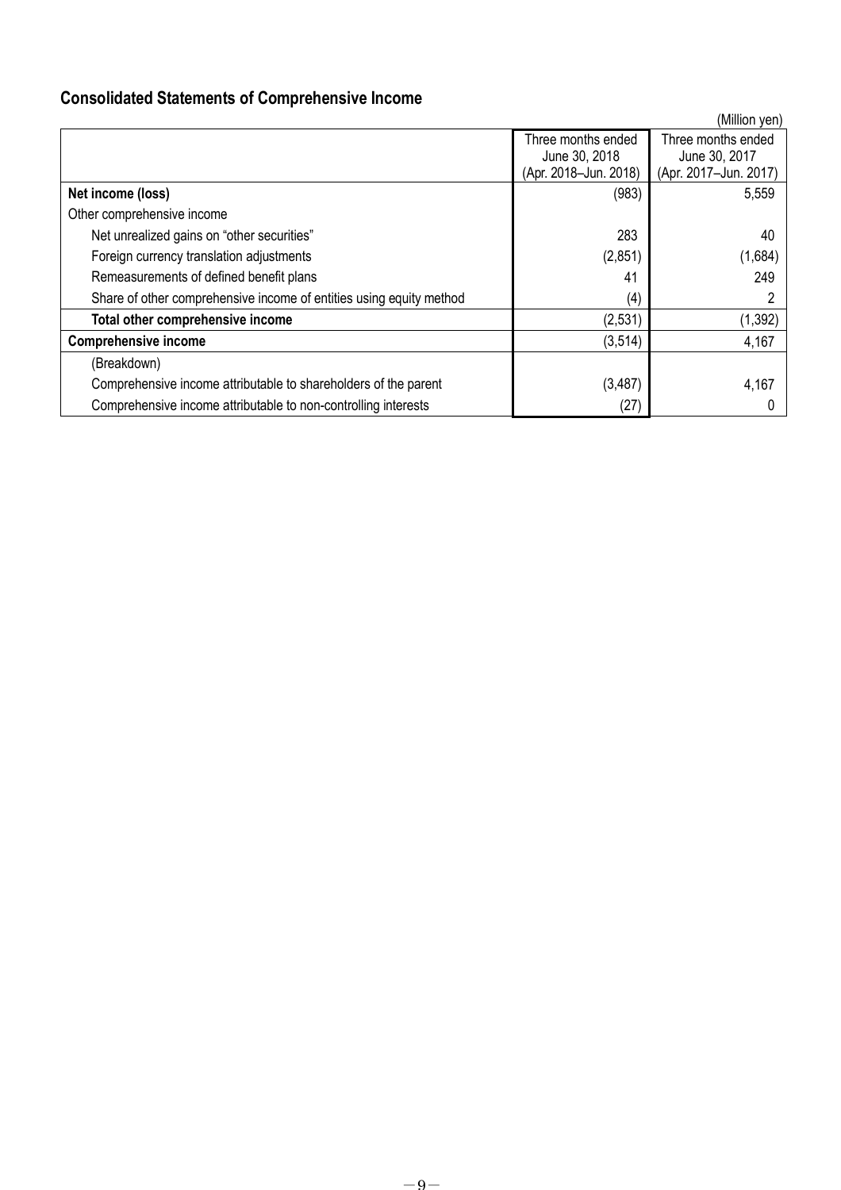## Consolidated Statements of Comprehensive Income

(Million yen)

| | Three months ended June 30, 2018 (Apr. 2018–Jun. 2018) | Three months ended June 30, 2017 (Apr. 2017–Jun. 2017) |
|---|---|---|
| **Net income (loss)** | (983) | 5,559 |
| Other comprehensive income | | |
| Net unrealized gains on “other securities” | 283 | 40 |
| Foreign currency translation adjustments | (2,851) | (1,684) |
| Remeasurements of defined benefit plans | 41 | 249 |
| Share of other comprehensive income of entities using equity method | (4) | 2 |
| **Total other comprehensive income** | (2,531) | (1,392) |
| **Comprehensive income** | (3,514) | 4,167 |
| (Breakdown) | | |
| Comprehensive income attributable to shareholders of the parent | (3,487) | 4,167 |
| Comprehensive income attributable to non-controlling interests | (27) | 0 |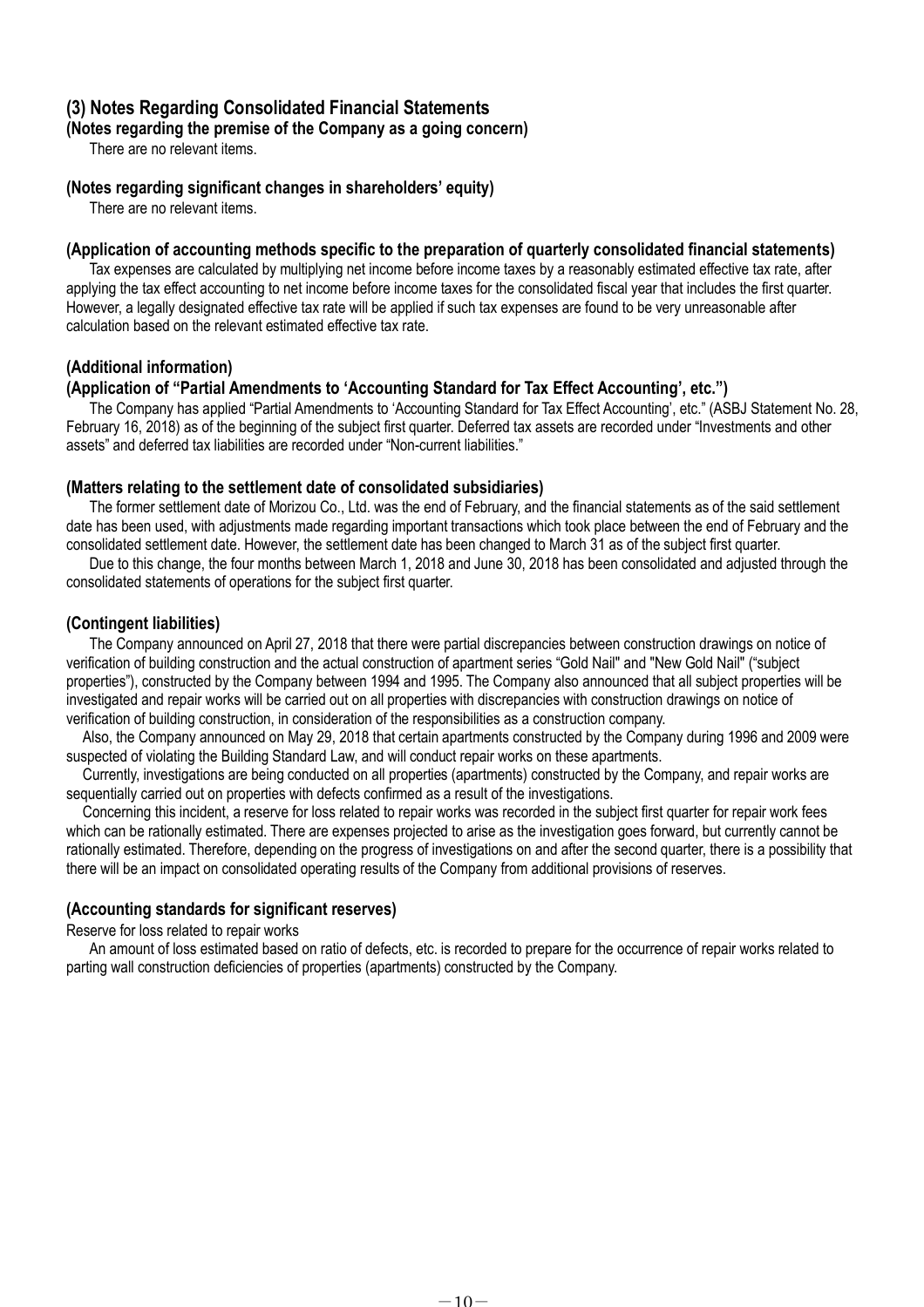## (3) Notes Regarding Consolidated Financial Statements

### (Notes regarding the premise of the Company as a going concern)

There are no relevant items.

### (Notes regarding significant changes in shareholders' equity)

There are no relevant items.

### (Application of accounting methods specific to the preparation of quarterly consolidated financial statements)

Tax expenses are calculated by multiplying net income before income taxes by a reasonably estimated effective tax rate, after applying the tax effect accounting to net income before income taxes for the consolidated fiscal year that includes the first quarter. However, a legally designated effective tax rate will be applied if such tax expenses are found to be very unreasonable after calculation based on the relevant estimated effective tax rate.

### (Additional information)

### (Application of "Partial Amendments to 'Accounting Standard for Tax Effect Accounting', etc.")

The Company has applied "Partial Amendments to 'Accounting Standard for Tax Effect Accounting', etc." (ASBJ Statement No. 28, February 16, 2018) as of the beginning of the subject first quarter. Deferred tax assets are recorded under "Investments and other assets" and deferred tax liabilities are recorded under "Non-current liabilities."

### (Matters relating to the settlement date of consolidated subsidiaries)

The former settlement date of Morizou Co., Ltd. was the end of February, and the financial statements as of the said settlement date has been used, with adjustments made regarding important transactions which took place between the end of February and the consolidated settlement date. However, the settlement date has been changed to March 31 as of the subject first quarter.

Due to this change, the four months between March 1, 2018 and June 30, 2018 has been consolidated and adjusted through the consolidated statements of operations for the subject first quarter.

### (Contingent liabilities)

The Company announced on April 27, 2018 that there were partial discrepancies between construction drawings on notice of verification of building construction and the actual construction of apartment series "Gold Nail" and "New Gold Nail" ("subject properties"), constructed by the Company between 1994 and 1995. The Company also announced that all subject properties will be investigated and repair works will be carried out on all properties with discrepancies with construction drawings on notice of verification of building construction, in consideration of the responsibilities as a construction company.

Also, the Company announced on May 29, 2018 that certain apartments constructed by the Company during 1996 and 2009 were suspected of violating the Building Standard Law, and will conduct repair works on these apartments.

Currently, investigations are being conducted on all properties (apartments) constructed by the Company, and repair works are sequentially carried out on properties with defects confirmed as a result of the investigations.

Concerning this incident, a reserve for loss related to repair works was recorded in the subject first quarter for repair work fees which can be rationally estimated. There are expenses projected to arise as the investigation goes forward, but currently cannot be rationally estimated. Therefore, depending on the progress of investigations on and after the second quarter, there is a possibility that there will be an impact on consolidated operating results of the Company from additional provisions of reserves.

### (Accounting standards for significant reserves)

Reserve for loss related to repair works

An amount of loss estimated based on ratio of defects, etc. is recorded to prepare for the occurrence of repair works related to parting wall construction deficiencies of properties (apartments) constructed by the Company.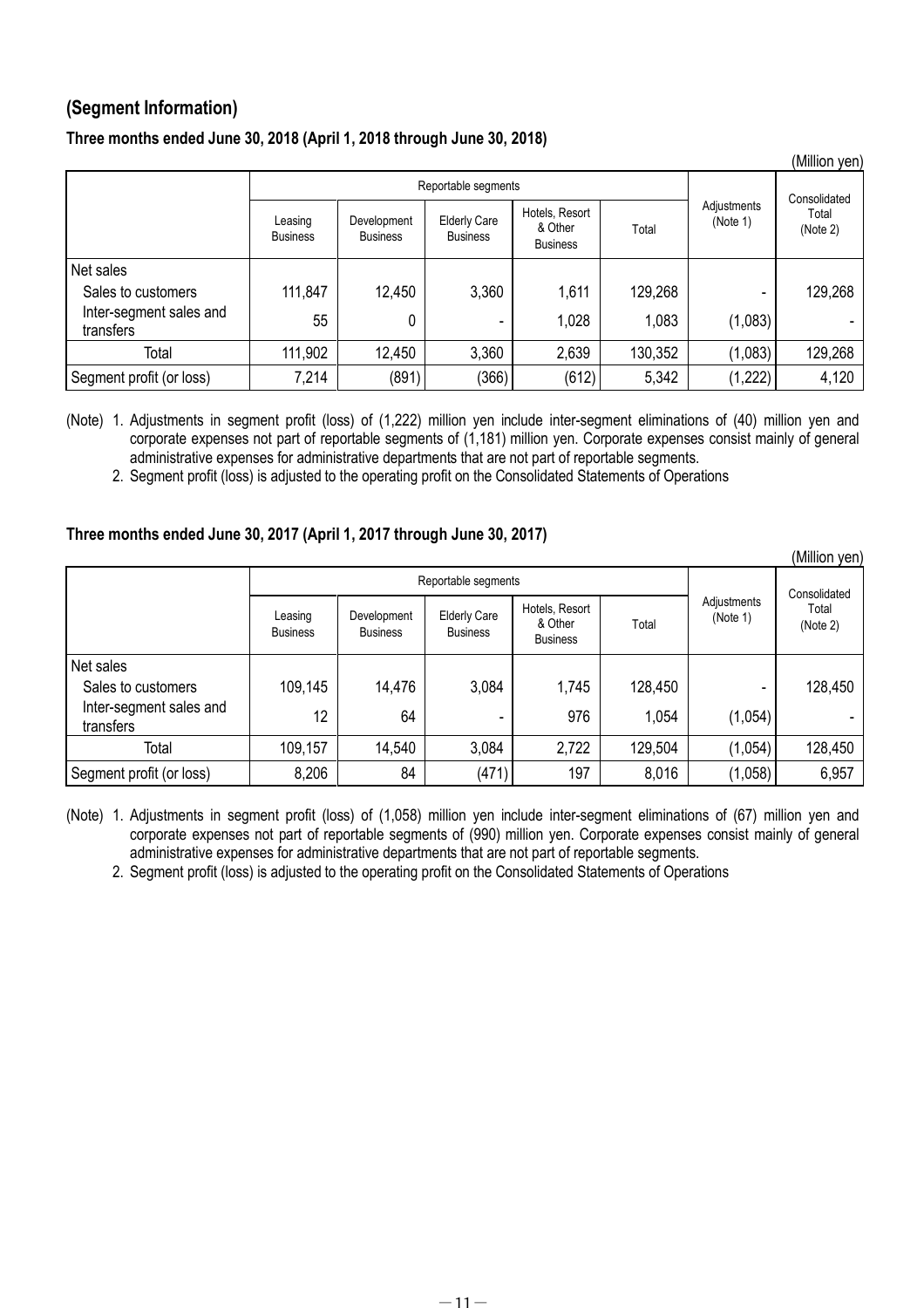## (Segment Information)

### Three months ended June 30, 2018 (April 1, 2018 through June 30, 2018)

(Million yen)

| | Reportable segments | | | | | Adjustments (Note 1) | Consolidated Total (Note 2) |
|---|---|---|---|---|---|---|---|
| | Leasing Business | Development Business | Elderly Care Business | Hotels, Resort & Other Business | Total | | |
| Net sales | | | | | | | |
| Sales to customers | 111,847 | 12,450 | 3,360 | 1,611 | 129,268 | - | 129,268 |
| Inter-segment sales and transfers | 55 | 0 | - | 1,028 | 1,083 | (1,083) | - |
| Total | 111,902 | 12,450 | 3,360 | 2,639 | 130,352 | (1,083) | 129,268 |
| Segment profit (or loss) | 7,214 | (891) | (366) | (612) | 5,342 | (1,222) | 4,120 |

(Note) 1. Adjustments in segment profit (loss) of (1,222) million yen include inter-segment eliminations of (40) million yen and corporate expenses not part of reportable segments of (1,181) million yen. Corporate expenses consist mainly of general administrative expenses for administrative departments that are not part of reportable segments.

2. Segment profit (loss) is adjusted to the operating profit on the Consolidated Statements of Operations

### Three months ended June 30, 2017 (April 1, 2017 through June 30, 2017)

(Million yen)

| | Reportable segments | | | | | Adjustments (Note 1) | Consolidated Total (Note 2) |
|---|---|---|---|---|---|---|---|
| | Leasing Business | Development Business | Elderly Care Business | Hotels, Resort & Other Business | Total | | |
| Net sales | | | | | | | |
| Sales to customers | 109,145 | 14,476 | 3,084 | 1,745 | 128,450 | - | 128,450 |
| Inter-segment sales and transfers | 12 | 64 | - | 976 | 1,054 | (1,054) | - |
| Total | 109,157 | 14,540 | 3,084 | 2,722 | 129,504 | (1,054) | 128,450 |
| Segment profit (or loss) | 8,206 | 84 | (471) | 197 | 8,016 | (1,058) | 6,957 |

(Note) 1. Adjustments in segment profit (loss) of (1,058) million yen include inter-segment eliminations of (67) million yen and corporate expenses not part of reportable segments of (990) million yen. Corporate expenses consist mainly of general administrative expenses for administrative departments that are not part of reportable segments.

2. Segment profit (loss) is adjusted to the operating profit on the Consolidated Statements of Operations